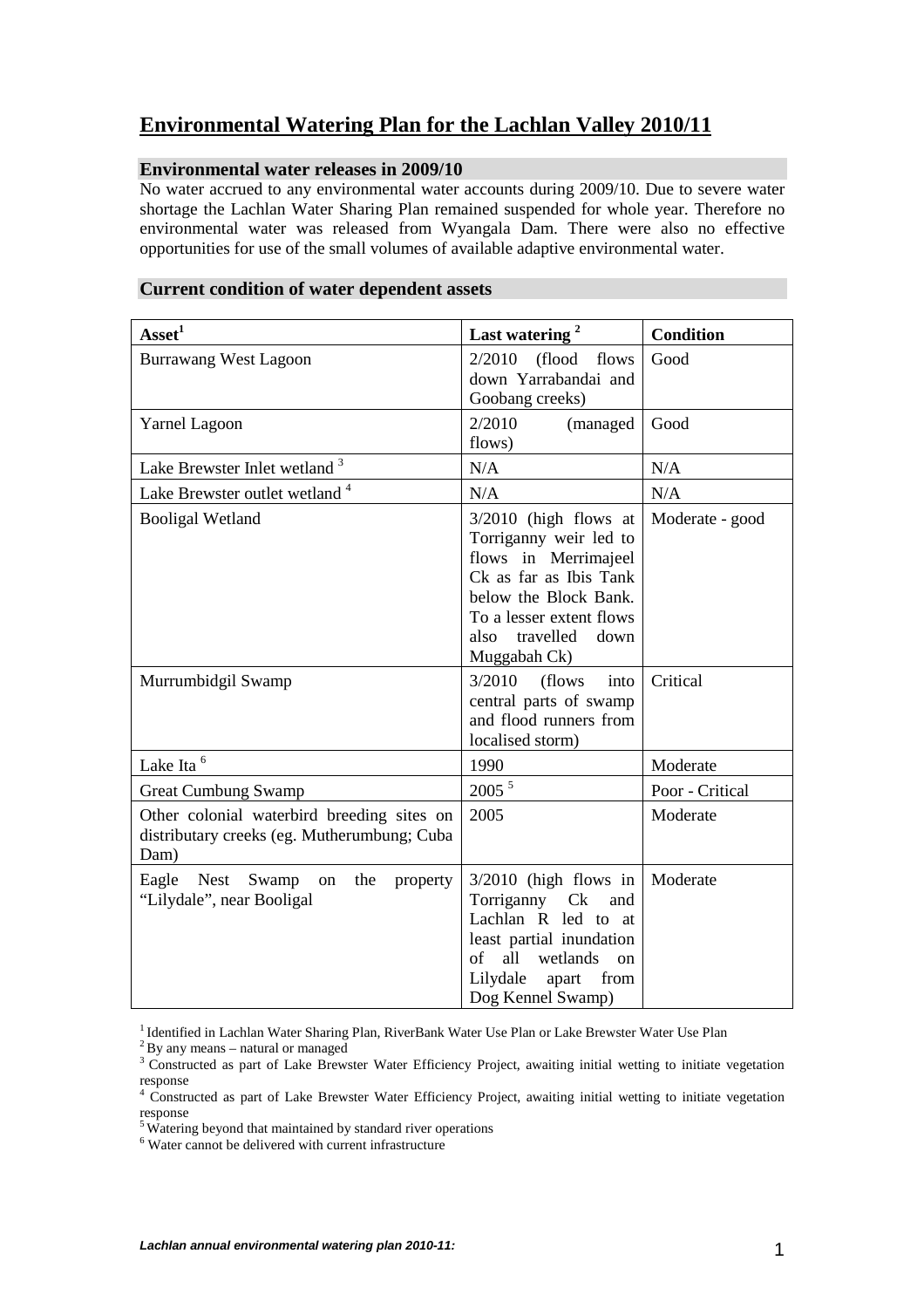# Environmental Watering Plan for the Lachlan Valley 2010/11

## Environmental water releases in 2009/10

No water accrued to any environmental water accounts during 2009/10. Due to severe water shortage the Lachlan Water Sharing Plan remained suspended for whole year. Therefore no environmental water was released from Wyangala Dam. There were also no effective opportunities for use of the small volumes of available adaptive environmental water.

## Current condition of water dependent assets

| Asset[1] | Last watering [2] | Condition |
|---|---|---|
| Burrawang West Lagoon | 2/2010 (flood flows down Yarrabandai and Goobang creeks) | Good |
| Yarnel Lagoon | 2/2010 (managed flows) | Good |
| Lake Brewster Inlet wetland [3] | N/A | N/A |
| Lake Brewster outlet wetland [4] | N/A | N/A |
| Booligal Wetland | 3/2010 (high flows at Torriganny weir led to flows in Merrimajeel Ck as far as Ibis Tank below the Block Bank. To a lesser extent flows also travelled down Muggabah Ck) | Moderate - good |
| Murrumbidgil Swamp | 3/2010 (flows into central parts of swamp and flood runners from localised storm) | Critical |
| Lake Ita [6] | 1990 | Moderate |
| Great Cumbung Swamp | 2005 [5] | Poor - Critical |
| Other colonial waterbird breeding sites on distributary creeks (eg. Mutherumbung; Cuba Dam) | 2005 | Moderate |
| Eagle Nest Swamp on the property "Lilydale", near Booligal | 3/2010 (high flows in Torriganny Ck and Lachlan R led to at least partial inundation of all wetlands on Lilydale apart from Dog Kennel Swamp) | Moderate |

[1] Identified in Lachlan Water Sharing Plan, RiverBank Water Use Plan or Lake Brewster Water Use Plan

[2] By any means – natural or managed

[3] Constructed as part of Lake Brewster Water Efficiency Project, awaiting initial wetting to initiate vegetation response

[4] Constructed as part of Lake Brewster Water Efficiency Project, awaiting initial wetting to initiate vegetation response

[5] Watering beyond that maintained by standard river operations

[6] Water cannot be delivered with current infrastructure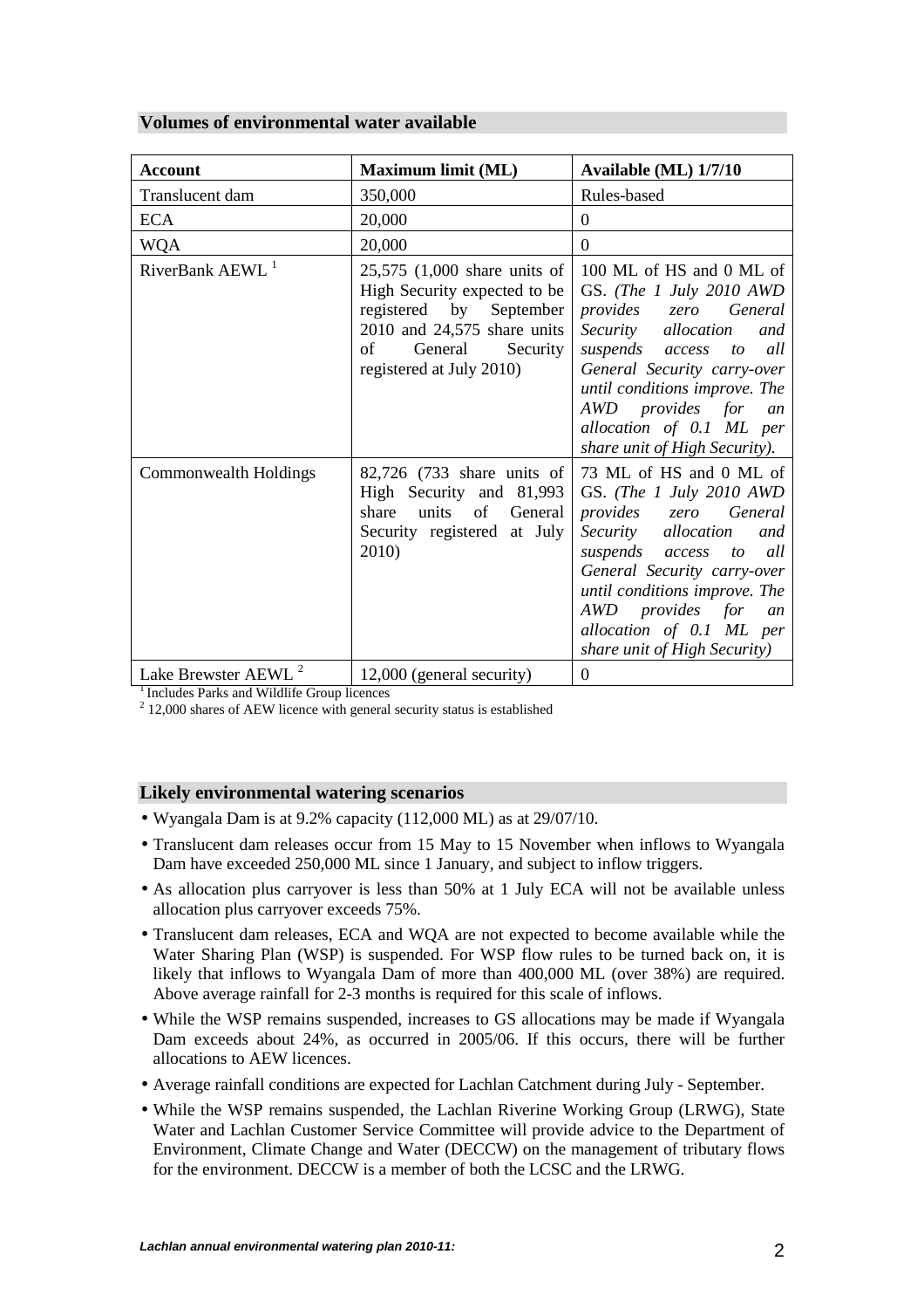## Volumes of environmental water available

| Account | Maximum limit (ML) | Available (ML) 1/7/10 |
|---|---|---|
| Translucent dam | 350,000 | Rules-based |
| ECA | 20,000 | 0 |
| WQA | 20,000 | 0 |
| RiverBank AEWL [1] | 25,575 (1,000 share units of High Security expected to be registered by September 2010 and 24,575 share units of General Security registered at July 2010) | 100 ML of HS and 0 ML of GS. *(The 1 July 2010 AWD provides zero General Security allocation and suspends access to all General Security carry-over until conditions improve. The AWD provides for an allocation of 0.1 ML per share unit of High Security).* |
| Commonwealth Holdings | 82,726 (733 share units of High Security and 81,993 share units of General Security registered at July 2010) | 73 ML of HS and 0 ML of GS. *(The 1 July 2010 AWD provides zero General Security allocation and suspends access to all General Security carry-over until conditions improve. The AWD provides for an allocation of 0.1 ML per share unit of High Security)* |
| Lake Brewster AEWL [2] | 12,000 (general security) | 0 |

[1] Includes Parks and Wildlife Group licences

[2] 12,000 shares of AEW licence with general security status is established

## Likely environmental watering scenarios

- Wyangala Dam is at 9.2% capacity (112,000 ML) as at 29/07/10.
- Translucent dam releases occur from 15 May to 15 November when inflows to Wyangala Dam have exceeded 250,000 ML since 1 January, and subject to inflow triggers.
- As allocation plus carryover is less than 50% at 1 July ECA will not be available unless allocation plus carryover exceeds 75%.
- Translucent dam releases, ECA and WQA are not expected to become available while the Water Sharing Plan (WSP) is suspended. For WSP flow rules to be turned back on, it is likely that inflows to Wyangala Dam of more than 400,000 ML (over 38%) are required. Above average rainfall for 2-3 months is required for this scale of inflows.
- While the WSP remains suspended, increases to GS allocations may be made if Wyangala Dam exceeds about 24%, as occurred in 2005/06. If this occurs, there will be further allocations to AEW licences.
- Average rainfall conditions are expected for Lachlan Catchment during July - September.
- While the WSP remains suspended, the Lachlan Riverine Working Group (LRWG), State Water and Lachlan Customer Service Committee will provide advice to the Department of Environment, Climate Change and Water (DECCW) on the management of tributary flows for the environment. DECCW is a member of both the LCSC and the LRWG.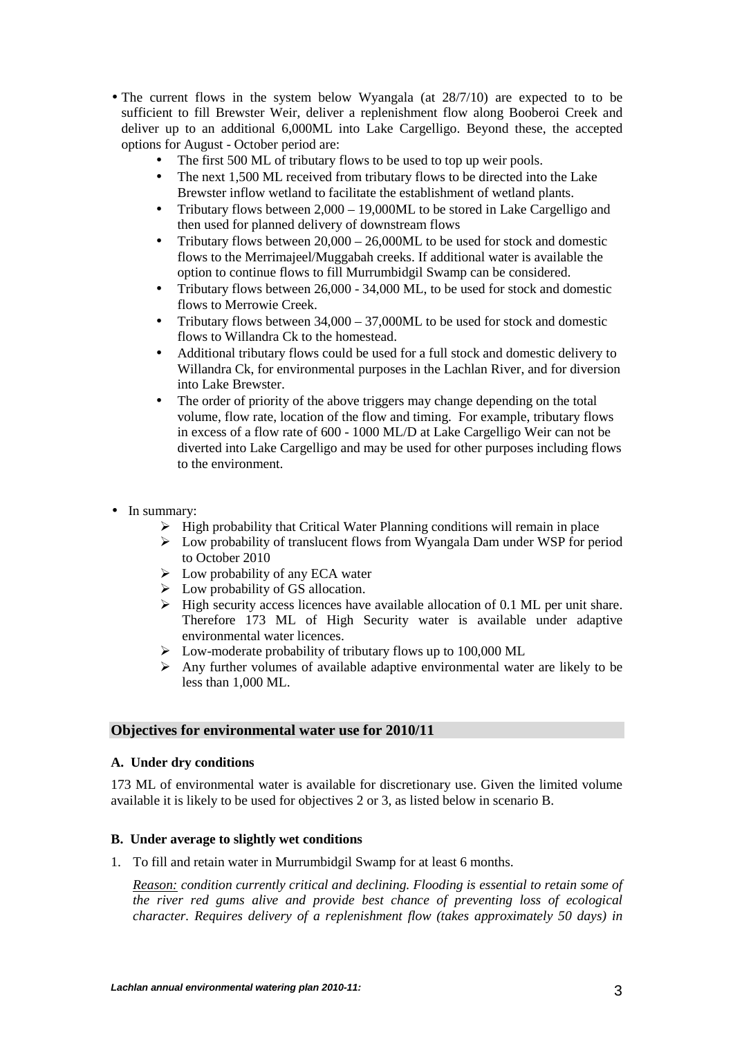- The current flows in the system below Wyangala (at 28/7/10) are expected to to be sufficient to fill Brewster Weir, deliver a replenishment flow along Booberoi Creek and deliver up to an additional 6,000ML into Lake Cargelligo. Beyond these, the accepted options for August - October period are:
    - The first 500 ML of tributary flows to be used to top up weir pools.
    - The next 1,500 ML received from tributary flows to be directed into the Lake Brewster inflow wetland to facilitate the establishment of wetland plants.
    - Tributary flows between 2,000 – 19,000ML to be stored in Lake Cargelligo and then used for planned delivery of downstream flows
    - Tributary flows between 20,000 – 26,000ML to be used for stock and domestic flows to the Merrimajeel/Muggabah creeks. If additional water is available the option to continue flows to fill Murrumbidgil Swamp can be considered.
    - Tributary flows between 26,000 - 34,000 ML, to be used for stock and domestic flows to Merrowie Creek.
    - Tributary flows between 34,000 – 37,000ML to be used for stock and domestic flows to Willandra Ck to the homestead.
    - Additional tributary flows could be used for a full stock and domestic delivery to Willandra Ck, for environmental purposes in the Lachlan River, and for diversion into Lake Brewster.
    - The order of priority of the above triggers may change depending on the total volume, flow rate, location of the flow and timing. For example, tributary flows in excess of a flow rate of 600 - 1000 ML/D at Lake Cargelligo Weir can not be diverted into Lake Cargelligo and may be used for other purposes including flows to the environment.

- In summary:
    - High probability that Critical Water Planning conditions will remain in place
    - Low probability of translucent flows from Wyangala Dam under WSP for period to October 2010
    - Low probability of any ECA water
    - Low probability of GS allocation.
    - High security access licences have available allocation of 0.1 ML per unit share. Therefore 173 ML of High Security water is available under adaptive environmental water licences.
    - Low-moderate probability of tributary flows up to 100,000 ML
    - Any further volumes of available adaptive environmental water are likely to be less than 1,000 ML.

## Objectives for environmental water use for 2010/11

### A. Under dry conditions

173 ML of environmental water is available for discretionary use. Given the limited volume available it is likely to be used for objectives 2 or 3, as listed below in scenario B.

### B. Under average to slightly wet conditions

1. To fill and retain water in Murrumbidgil Swamp for at least 6 months.

   *Reason: condition currently critical and declining. Flooding is essential to retain some of the river red gums alive and provide best chance of preventing loss of ecological character. Requires delivery of a replenishment flow (takes approximately 50 days) in*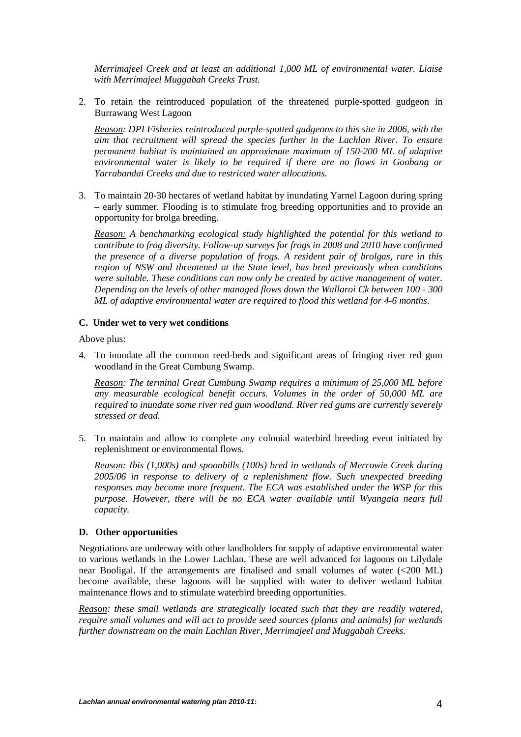*Merrimajeel Creek and at least an additional 1,000 ML of environmental water. Liaise with Merrimajeel Muggabah Creeks Trust.*

2. To retain the reintroduced population of the threatened purple-spotted gudgeon in Burrawang West Lagoon

   *Reason: DPI Fisheries reintroduced purple-spotted gudgeons to this site in 2006, with the aim that recruitment will spread the species further in the Lachlan River. To ensure permanent habitat is maintained an approximate maximum of 150-200 ML of adaptive environmental water is likely to be required if there are no flows in Goobang or Yarrabandai Creeks and due to restricted water allocations.*

3. To maintain 20-30 hectares of wetland habitat by inundating Yarnel Lagoon during spring – early summer. Flooding is to stimulate frog breeding opportunities and to provide an opportunity for brolga breeding.

   *Reason: A benchmarking ecological study highlighted the potential for this wetland to contribute to frog diversity. Follow-up surveys for frogs in 2008 and 2010 have confirmed the presence of a diverse population of frogs. A resident pair of brolgas, rare in this region of NSW and threatened at the State level, has bred previously when conditions were suitable. These conditions can now only be created by active management of water. Depending on the levels of other managed flows down the Wallaroi Ck between 100 - 300 ML of adaptive environmental water are required to flood this wetland for 4-6 months.*

### C. Under wet to very wet conditions

Above plus:

4. To inundate all the common reed-beds and significant areas of fringing river red gum woodland in the Great Cumbung Swamp.

   *Reason: The terminal Great Cumbung Swamp requires a minimum of 25,000 ML before any measurable ecological benefit occurs. Volumes in the order of 50,000 ML are required to inundate some river red gum woodland. River red gums are currently severely stressed or dead.*

5. To maintain and allow to complete any colonial waterbird breeding event initiated by replenishment or environmental flows.

   *Reason: Ibis (1,000s) and spoonbills (100s) bred in wetlands of Merrowie Creek during 2005/06 in response to delivery of a replenishment flow. Such unexpected breeding responses may become more frequent. The ECA was established under the WSP for this purpose. However, there will be no ECA water available until Wyangala nears full capacity.*

### D. Other opportunities

Negotiations are underway with other landholders for supply of adaptive environmental water to various wetlands in the Lower Lachlan. These are well advanced for lagoons on Lilydale near Booligal. If the arrangements are finalised and small volumes of water (<200 ML) become available, these lagoons will be supplied with water to deliver wetland habitat maintenance flows and to stimulate waterbird breeding opportunities.

*Reason: these small wetlands are strategically located such that they are readily watered, require small volumes and will act to provide seed sources (plants and animals) for wetlands further downstream on the main Lachlan River, Merrimajeel and Muggabah Creeks.*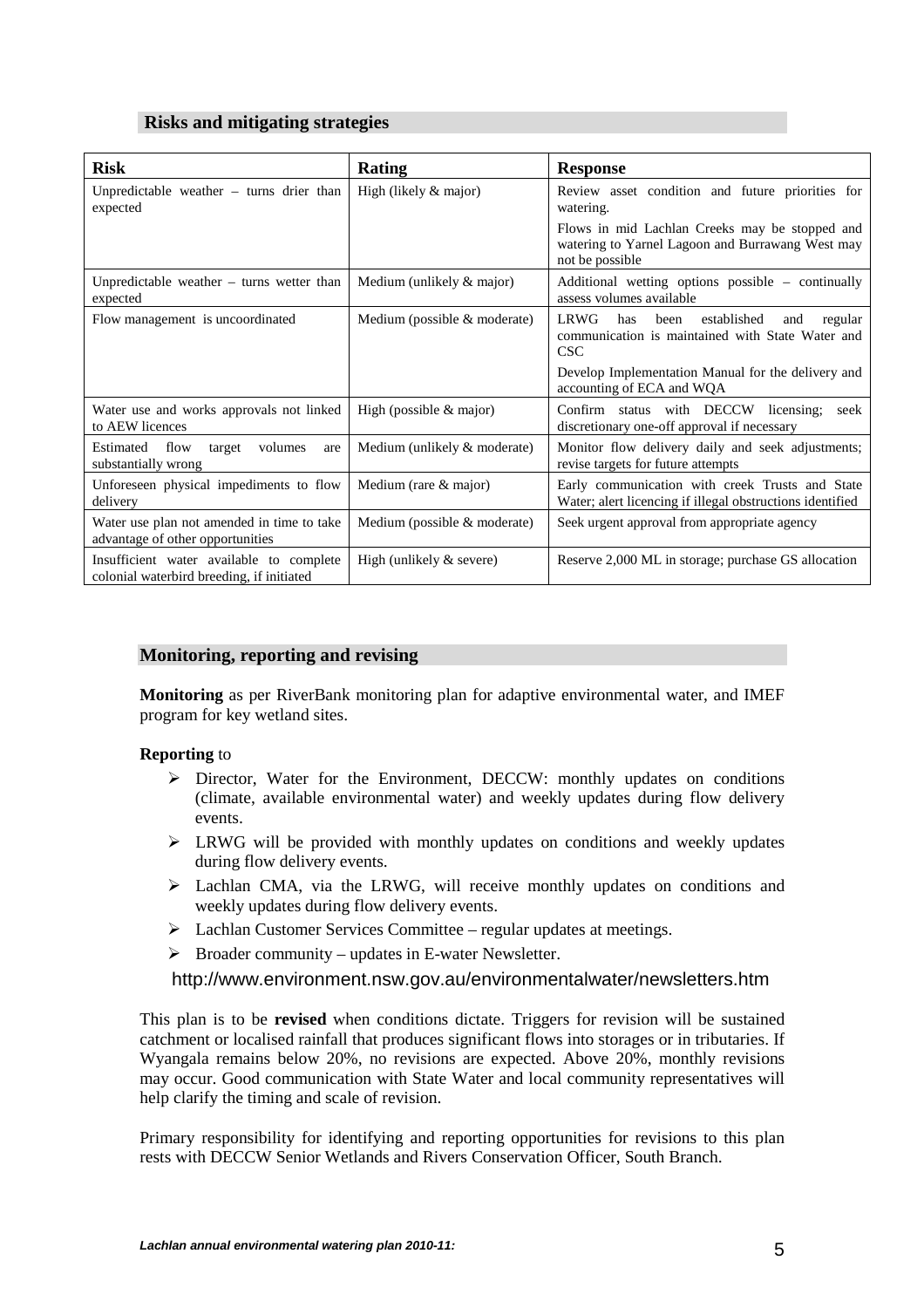## Risks and mitigating strategies

| Risk | Rating | Response |
|---|---|---|
| Unpredictable weather – turns drier than expected | High (likely & major) | Review asset condition and future priorities for watering.<br>Flows in mid Lachlan Creeks may be stopped and watering to Yarnel Lagoon and Burrawang West may not be possible |
| Unpredictable weather – turns wetter than expected | Medium (unlikely & major) | Additional wetting options possible – continually assess volumes available |
| Flow management is uncoordinated | Medium (possible & moderate) | LRWG has been established and regular communication is maintained with State Water and CSC<br>Develop Implementation Manual for the delivery and accounting of ECA and WQA |
| Water use and works approvals not linked to AEW licences | High (possible & major) | Confirm status with DECCW licensing; seek discretionary one-off approval if necessary |
| Estimated flow target volumes are substantially wrong | Medium (unlikely & moderate) | Monitor flow delivery daily and seek adjustments; revise targets for future attempts |
| Unforeseen physical impediments to flow delivery | Medium (rare & major) | Early communication with creek Trusts and State Water; alert licencing if illegal obstructions identified |
| Water use plan not amended in time to take advantage of other opportunities | Medium (possible & moderate) | Seek urgent approval from appropriate agency |
| Insufficient water available to complete colonial waterbird breeding, if initiated | High (unlikely & severe) | Reserve 2,000 ML in storage; purchase GS allocation |

## Monitoring, reporting and revising

**Monitoring** as per RiverBank monitoring plan for adaptive environmental water, and IMEF program for key wetland sites.

**Reporting** to

- Director, Water for the Environment, DECCW: monthly updates on conditions (climate, available environmental water) and weekly updates during flow delivery events.
- LRWG will be provided with monthly updates on conditions and weekly updates during flow delivery events.
- Lachlan CMA, via the LRWG, will receive monthly updates on conditions and weekly updates during flow delivery events.
- Lachlan Customer Services Committee – regular updates at meetings.
- Broader community – updates in E-water Newsletter.

http://www.environment.nsw.gov.au/environmentalwater/newsletters.htm

This plan is to be **revised** when conditions dictate. Triggers for revision will be sustained catchment or localised rainfall that produces significant flows into storages or in tributaries. If Wyangala remains below 20%, no revisions are expected. Above 20%, monthly revisions may occur. Good communication with State Water and local community representatives will help clarify the timing and scale of revision.

Primary responsibility for identifying and reporting opportunities for revisions to this plan rests with DECCW Senior Wetlands and Rivers Conservation Officer, South Branch.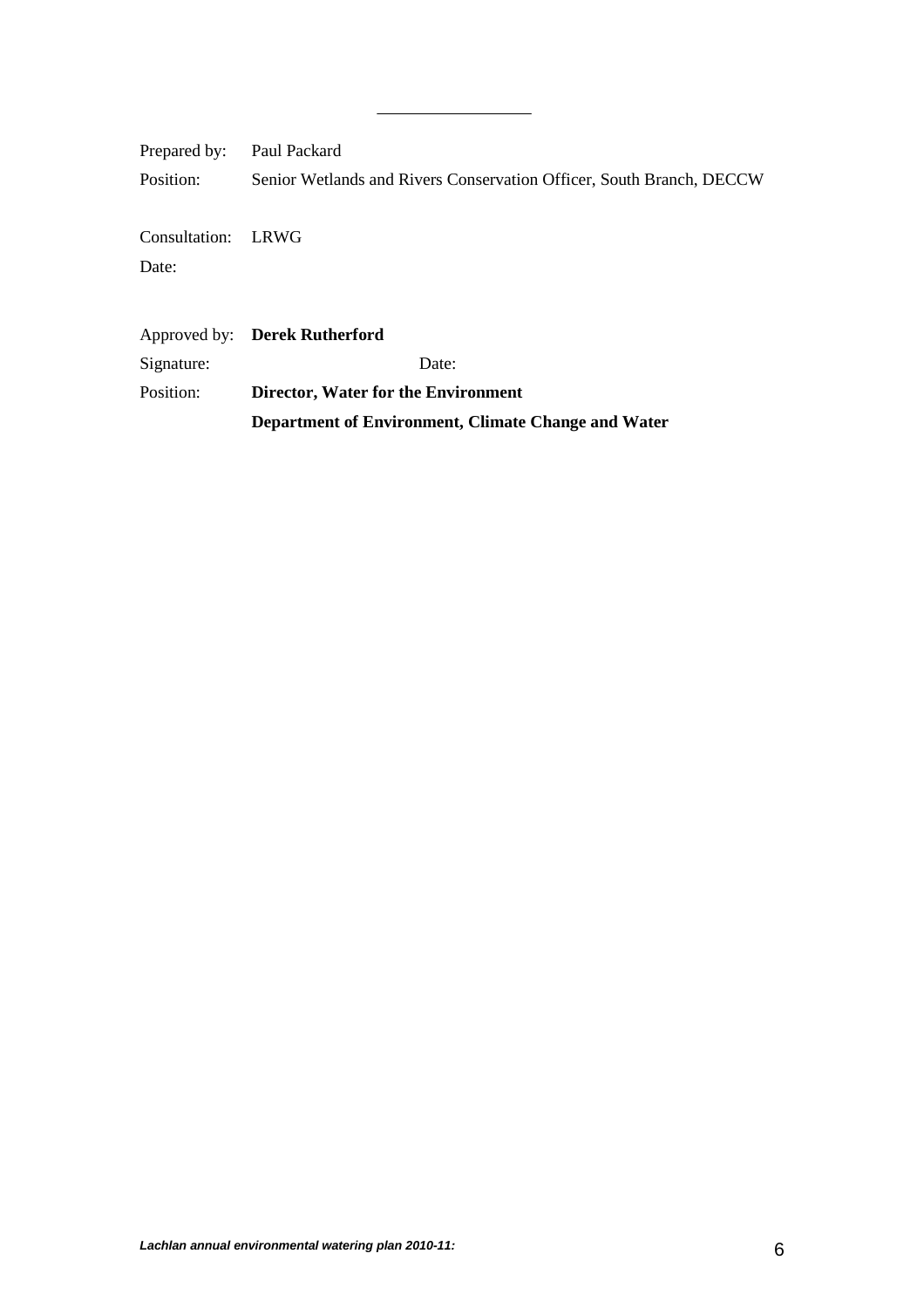| | |
|---|---|
| Prepared by: | Paul Packard |
| Position: | Senior Wetlands and Rivers Conservation Officer, South Branch, DECCW |
| Consultation: | LRWG |
| Date: | |

| | |
|---|---|
| Approved by: | **Derek Rutherford** |
| Signature: | Date: |
| Position: | **Director, Water for the Environment** |
| | **Department of Environment, Climate Change and Water** |